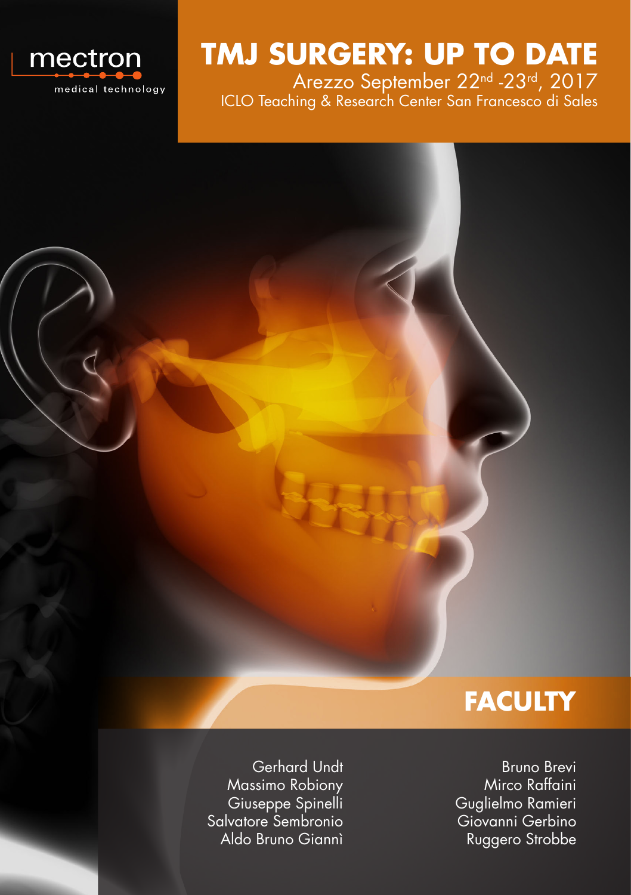mectron

medical technology

# TMJ SURGERY: UP TO DATE

Arezzo September 22nd -23rd, 2017

ICLO Teaching & Research Center San Francesco di Sales

## FACULTY

Gerhard Undt
Massimo Robiony
Giuseppe Spinelli
Salvatore Sembronio
Aldo Bruno Giannì

Bruno Brevi
Mirco Raffaini
Guglielmo Ramieri
Giovanni Gerbino
Ruggero Strobbe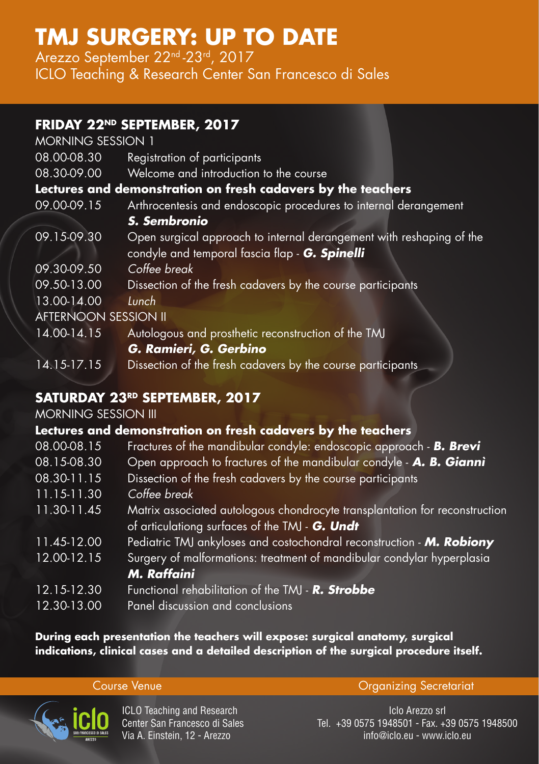# TMJ SURGERY: UP TO DATE

Arezzo September 22nd-23rd, 2017
ICLO Teaching & Research Center San Francesco di Sales

## FRIDAY 22ND SEPTEMBER, 2017

MORNING SESSION 1

| | |
|---|---|
| 08.00-08.30 | Registration of participants |
| 08.30-09.00 | Welcome and introduction to the course |

**Lectures and demonstration on fresh cadavers by the teachers**

| | |
|---|---|
| 09.00-09.15 | Arthrocentesis and endoscopic procedures to internal derangement ***S. Sembronio*** |
| 09.15-09.30 | Open surgical approach to internal derangement with reshaping of the condyle and temporal fascia flap - ***G. Spinelli*** |
| 09.30-09.50 | *Coffee break* |
| 09.50-13.00 | Dissection of the fresh cadavers by the course participants |
| 13.00-14.00 | *Lunch* |

AFTERNOON SESSION II

| | |
|---|---|
| 14.00-14.15 | Autologous and prosthetic reconstruction of the TMJ ***G. Ramieri, G. Gerbino*** |
| 14.15-17.15 | Dissection of the fresh cadavers by the course participants |

## SATURDAY 23RD SEPTEMBER, 2017

MORNING SESSION III

**Lectures and demonstration on fresh cadavers by the teachers**

| | |
|---|---|
| 08.00-08.15 | Fractures of the mandibular condyle: endoscopic approach - ***B. Brevi*** |
| 08.15-08.30 | Open approach to fractures of the mandibular condyle - ***A. B. Gianni*** |
| 08.30-11.15 | Dissection of the fresh cadavers by the course participants |
| 11.15-11.30 | *Coffee break* |
| 11.30-11.45 | Matrix associated autologous chondrocyte transplantation for reconstruction of articulationg surfaces of the TMJ - ***G. Undt*** |
| 11.45-12.00 | Pediatric TMJ ankyloses and costochondral reconstruction - ***M. Robiony*** |
| 12.00-12.15 | Surgery of malformations: treatment of mandibular condylar hyperplasia ***M. Raffaini*** |
| 12.15-12.30 | Functional rehabilitation of the TMJ - ***R. Strobbe*** |
| 12.30-13.00 | Panel discussion and conclusions |

**During each presentation the teachers will expose: surgical anatomy, surgical indications, clinical cases and a detailed description of the surgical procedure itself.**

**Course Venue**

ICLO Teaching and Research Center San Francesco di Sales
Via A. Einstein, 12 - Arezzo

**Organizing Secretariat**

Iclo Arezzo srl
Tel. +39 0575 1948501 - Fax. +39 0575 1948500
info@iclo.eu - www.iclo.eu